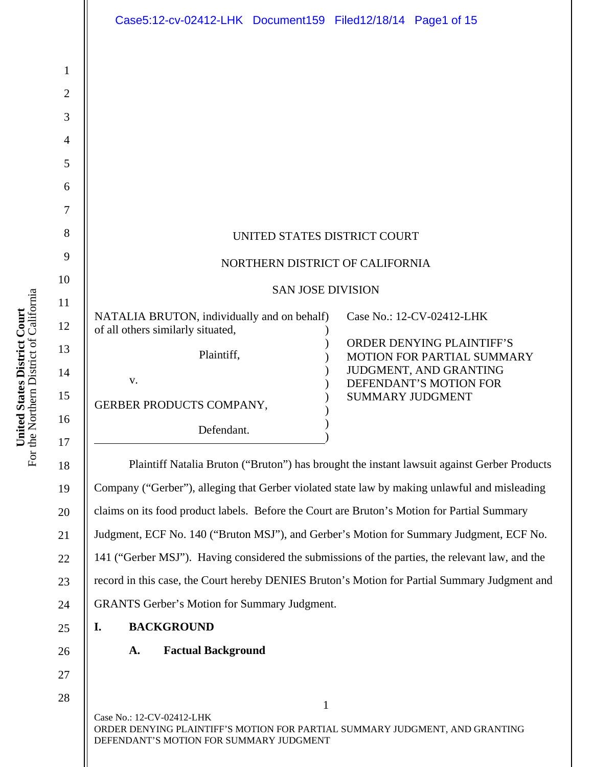UNITED STATES DISTRICT COURT

NORTHERN DISTRICT OF CALIFORNIA

SAN JOSE DIVISION

| | |
|---|---|
| NATALIA BRUTON, individually and on behalf of all others similarly situated,<br><br>Plaintiff,<br><br>v.<br><br>GERBER PRODUCTS COMPANY,<br><br>Defendant. | Case No.: 12-CV-02412-LHK<br><br>ORDER DENYING PLAINTIFF'S MOTION FOR PARTIAL SUMMARY JUDGMENT, AND GRANTING DEFENDANT'S MOTION FOR SUMMARY JUDGMENT |

Plaintiff Natalia Bruton ("Bruton") has brought the instant lawsuit against Gerber Products Company ("Gerber"), alleging that Gerber violated state law by making unlawful and misleading claims on its food product labels. Before the Court are Bruton's Motion for Partial Summary Judgment, ECF No. 140 ("Bruton MSJ"), and Gerber's Motion for Summary Judgment, ECF No. 141 ("Gerber MSJ"). Having considered the submissions of the parties, the relevant law, and the record in this case, the Court hereby DENIES Bruton's Motion for Partial Summary Judgment and GRANTS Gerber's Motion for Summary Judgment.

## I. BACKGROUND

### A. Factual Background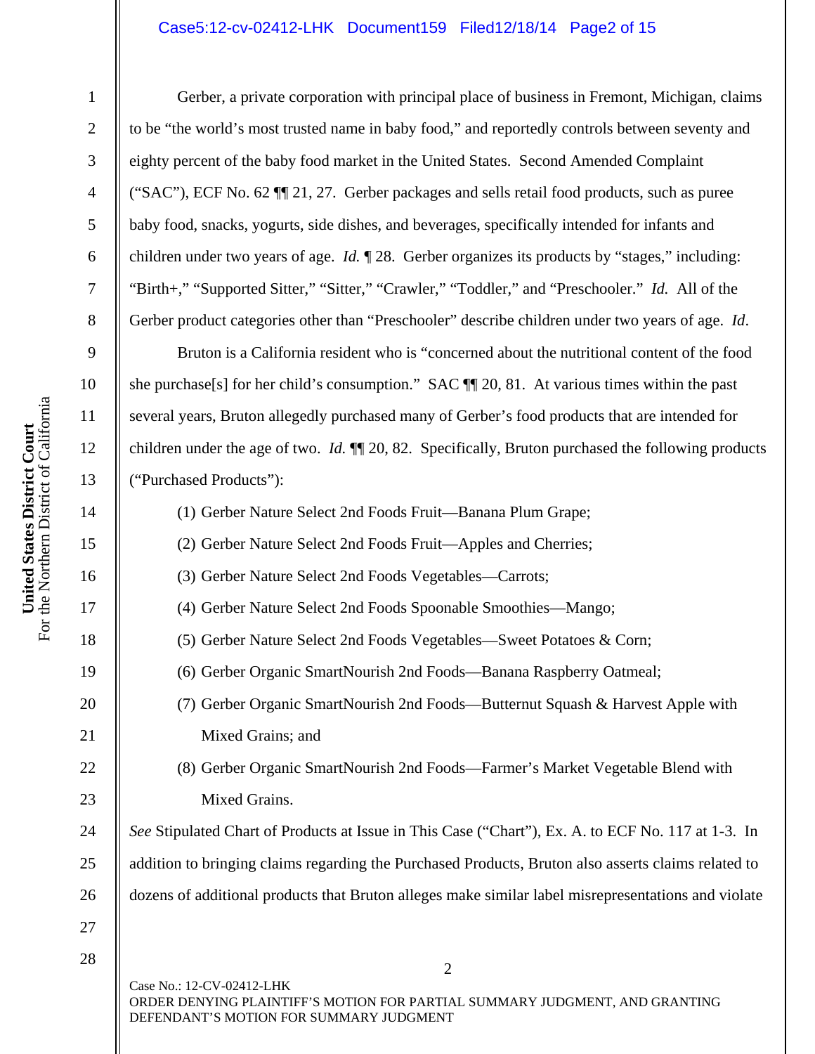Gerber, a private corporation with principal place of business in Fremont, Michigan, claims to be "the world's most trusted name in baby food," and reportedly controls between seventy and eighty percent of the baby food market in the United States. Second Amended Complaint ("SAC"), ECF No. 62 ¶¶ 21, 27. Gerber packages and sells retail food products, such as puree baby food, snacks, yogurts, side dishes, and beverages, specifically intended for infants and children under two years of age. *Id.* ¶ 28. Gerber organizes its products by "stages," including: "Birth+," "Supported Sitter," "Sitter," "Crawler," "Toddler," and "Preschooler." *Id.* All of the Gerber product categories other than "Preschooler" describe children under two years of age. *Id*.

Bruton is a California resident who is "concerned about the nutritional content of the food she purchase[s] for her child's consumption." SAC ¶¶ 20, 81. At various times within the past several years, Bruton allegedly purchased many of Gerber's food products that are intended for children under the age of two. *Id.* ¶¶ 20, 82. Specifically, Bruton purchased the following products ("Purchased Products"):

(1) Gerber Nature Select 2nd Foods Fruit—Banana Plum Grape;

(2) Gerber Nature Select 2nd Foods Fruit—Apples and Cherries;

(3) Gerber Nature Select 2nd Foods Vegetables—Carrots;

(4) Gerber Nature Select 2nd Foods Spoonable Smoothies—Mango;

(5) Gerber Nature Select 2nd Foods Vegetables—Sweet Potatoes & Corn;

(6) Gerber Organic SmartNourish 2nd Foods—Banana Raspberry Oatmeal;

(7) Gerber Organic SmartNourish 2nd Foods—Butternut Squash & Harvest Apple with Mixed Grains; and

(8) Gerber Organic SmartNourish 2nd Foods—Farmer's Market Vegetable Blend with Mixed Grains.

*See* Stipulated Chart of Products at Issue in This Case ("Chart"), Ex. A. to ECF No. 117 at 1-3. In addition to bringing claims regarding the Purchased Products, Bruton also asserts claims related to dozens of additional products that Bruton alleges make similar label misrepresentations and violate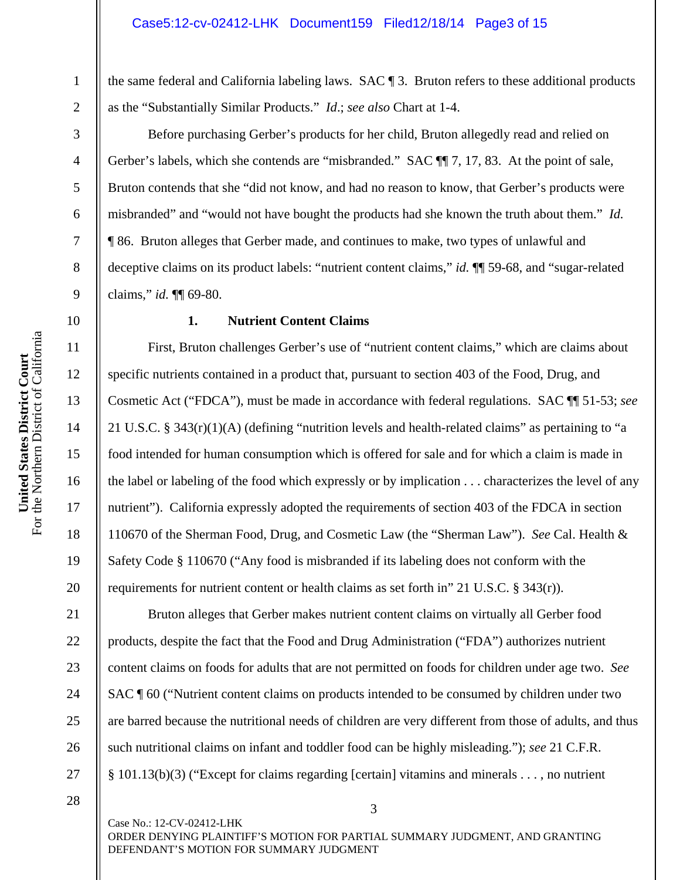the same federal and California labeling laws. SAC ¶ 3. Bruton refers to these additional products as the "Substantially Similar Products." *Id.*; *see also* Chart at 1-4.

Before purchasing Gerber's products for her child, Bruton allegedly read and relied on Gerber's labels, which she contends are "misbranded." SAC ¶¶ 7, 17, 83. At the point of sale, Bruton contends that she "did not know, and had no reason to know, that Gerber's products were misbranded" and "would not have bought the products had she known the truth about them." *Id.* ¶ 86. Bruton alleges that Gerber made, and continues to make, two types of unlawful and deceptive claims on its product labels: "nutrient content claims," *id.* ¶¶ 59-68, and "sugar-related claims," *id.* ¶¶ 69-80.

**1. Nutrient Content Claims**

First, Bruton challenges Gerber's use of "nutrient content claims," which are claims about specific nutrients contained in a product that, pursuant to section 403 of the Food, Drug, and Cosmetic Act ("FDCA"), must be made in accordance with federal regulations. SAC ¶¶ 51-53; *see* 21 U.S.C. § 343(r)(1)(A) (defining "nutrition levels and health-related claims" as pertaining to "a food intended for human consumption which is offered for sale and for which a claim is made in the label or labeling of the food which expressly or by implication . . . characterizes the level of any nutrient"). California expressly adopted the requirements of section 403 of the FDCA in section 110670 of the Sherman Food, Drug, and Cosmetic Law (the "Sherman Law"). *See* Cal. Health & Safety Code § 110670 ("Any food is misbranded if its labeling does not conform with the requirements for nutrient content or health claims as set forth in" 21 U.S.C. § 343(r)).

Bruton alleges that Gerber makes nutrient content claims on virtually all Gerber food products, despite the fact that the Food and Drug Administration ("FDA") authorizes nutrient content claims on foods for adults that are not permitted on foods for children under age two. *See* SAC ¶ 60 ("Nutrient content claims on products intended to be consumed by children under two are barred because the nutritional needs of children are very different from those of adults, and thus such nutritional claims on infant and toddler food can be highly misleading."); *see* 21 C.F.R. § 101.13(b)(3) ("Except for claims regarding [certain] vitamins and minerals . . . , no nutrient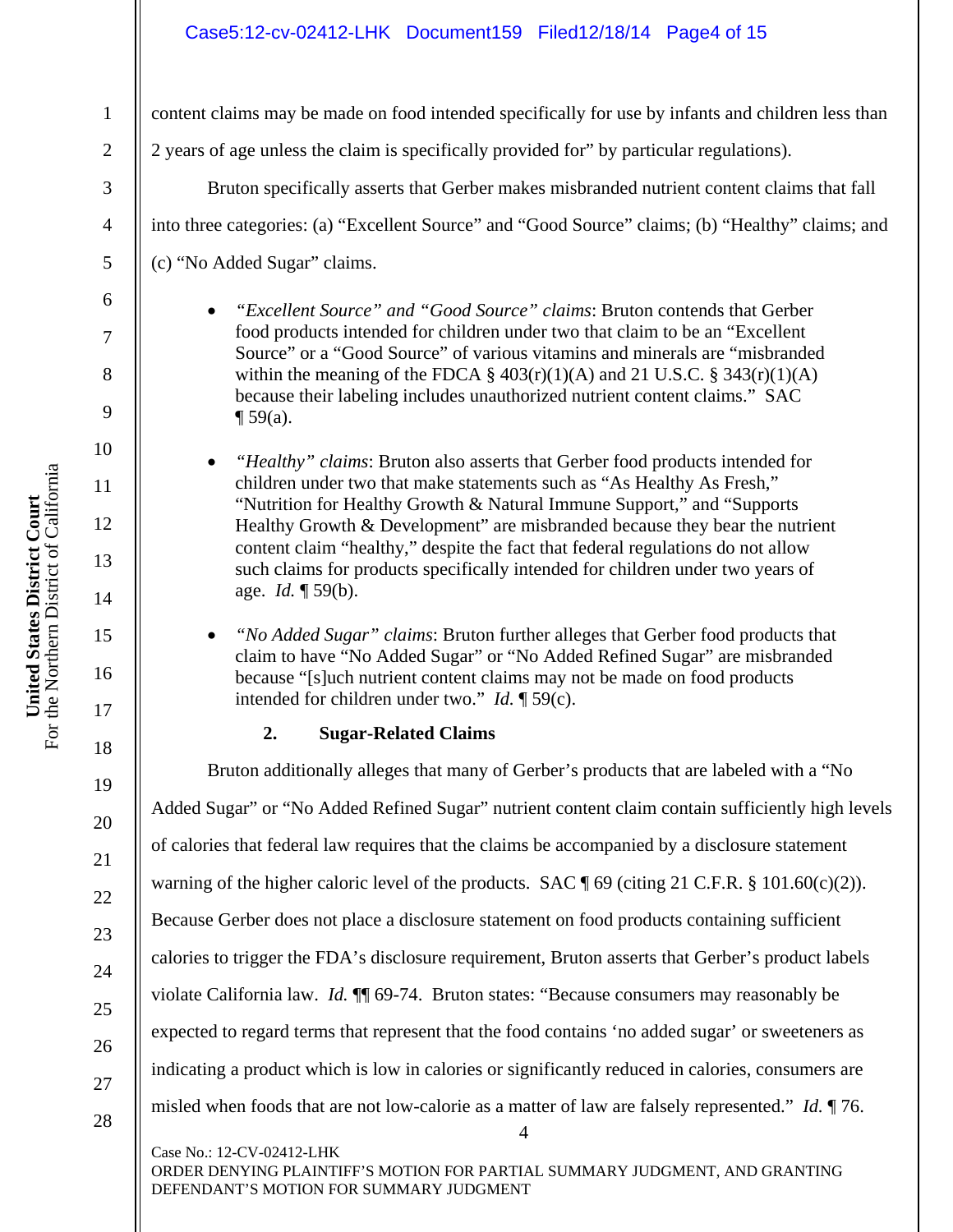content claims may be made on food intended specifically for use by infants and children less than 2 years of age unless the claim is specifically provided for" by particular regulations).

Bruton specifically asserts that Gerber makes misbranded nutrient content claims that fall into three categories: (a) "Excellent Source" and "Good Source" claims; (b) "Healthy" claims; and (c) "No Added Sugar" claims.

- *"Excellent Source" and "Good Source" claims*: Bruton contends that Gerber food products intended for children under two that claim to be an "Excellent Source" or a "Good Source" of various vitamins and minerals are "misbranded within the meaning of the FDCA § 403(r)(1)(A) and 21 U.S.C. § 343(r)(1)(A) because their labeling includes unauthorized nutrient content claims." SAC ¶ 59(a).

- *"Healthy" claims*: Bruton also asserts that Gerber food products intended for children under two that make statements such as "As Healthy As Fresh," "Nutrition for Healthy Growth & Natural Immune Support," and "Supports Healthy Growth & Development" are misbranded because they bear the nutrient content claim "healthy," despite the fact that federal regulations do not allow such claims for products specifically intended for children under two years of age. *Id.* ¶ 59(b).

- *"No Added Sugar" claims*: Bruton further alleges that Gerber food products that claim to have "No Added Sugar" or "No Added Refined Sugar" are misbranded because "[s]uch nutrient content claims may not be made on food products intended for children under two." *Id.* ¶ 59(c).

**2. Sugar-Related Claims**

Bruton additionally alleges that many of Gerber's products that are labeled with a "No Added Sugar" or "No Added Refined Sugar" nutrient content claim contain sufficiently high levels of calories that federal law requires that the claims be accompanied by a disclosure statement warning of the higher caloric level of the products. SAC ¶ 69 (citing 21 C.F.R. § 101.60(c)(2)). Because Gerber does not place a disclosure statement on food products containing sufficient calories to trigger the FDA's disclosure requirement, Bruton asserts that Gerber's product labels violate California law. *Id.* ¶¶ 69-74. Bruton states: "Because consumers may reasonably be expected to regard terms that represent that the food contains 'no added sugar' or sweeteners as indicating a product which is low in calories or significantly reduced in calories, consumers are misled when foods that are not low-calorie as a matter of law are falsely represented." *Id.* ¶ 76.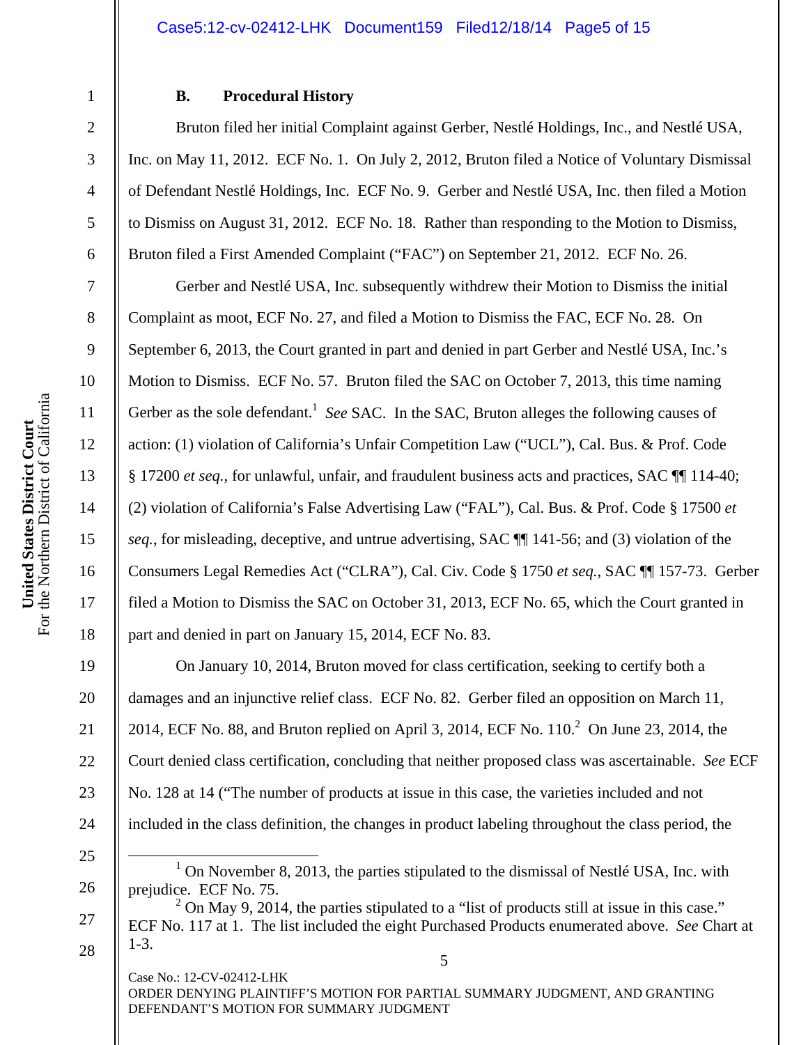### B. Procedural History

Bruton filed her initial Complaint against Gerber, Nestlé Holdings, Inc., and Nestlé USA, Inc. on May 11, 2012. ECF No. 1. On July 2, 2012, Bruton filed a Notice of Voluntary Dismissal of Defendant Nestlé Holdings, Inc. ECF No. 9. Gerber and Nestlé USA, Inc. then filed a Motion to Dismiss on August 31, 2012. ECF No. 18. Rather than responding to the Motion to Dismiss, Bruton filed a First Amended Complaint ("FAC") on September 21, 2012. ECF No. 26.

Gerber and Nestlé USA, Inc. subsequently withdrew their Motion to Dismiss the initial Complaint as moot, ECF No. 27, and filed a Motion to Dismiss the FAC, ECF No. 28. On September 6, 2013, the Court granted in part and denied in part Gerber and Nestlé USA, Inc.'s Motion to Dismiss. ECF No. 57. Bruton filed the SAC on October 7, 2013, this time naming Gerber as the sole defendant.[1] *See* SAC. In the SAC, Bruton alleges the following causes of action: (1) violation of California's Unfair Competition Law ("UCL"), Cal. Bus. & Prof. Code § 17200 *et seq.*, for unlawful, unfair, and fraudulent business acts and practices, SAC ¶¶ 114-40; (2) violation of California's False Advertising Law ("FAL"), Cal. Bus. & Prof. Code § 17500 *et seq.*, for misleading, deceptive, and untrue advertising, SAC ¶¶ 141-56; and (3) violation of the Consumers Legal Remedies Act ("CLRA"), Cal. Civ. Code § 1750 *et seq.*, SAC ¶¶ 157-73. Gerber filed a Motion to Dismiss the SAC on October 31, 2013, ECF No. 65, which the Court granted in part and denied in part on January 15, 2014, ECF No. 83.

On January 10, 2014, Bruton moved for class certification, seeking to certify both a damages and an injunctive relief class. ECF No. 82. Gerber filed an opposition on March 11, 2014, ECF No. 88, and Bruton replied on April 3, 2014, ECF No. 110.[2] On June 23, 2014, the Court denied class certification, concluding that neither proposed class was ascertainable. *See* ECF No. 128 at 14 ("The number of products at issue in this case, the varieties included and not included in the class definition, the changes in product labeling throughout the class period, the

---

[1] On November 8, 2013, the parties stipulated to the dismissal of Nestlé USA, Inc. with prejudice. ECF No. 75.

[2] On May 9, 2014, the parties stipulated to a "list of products still at issue in this case." ECF No. 117 at 1. The list included the eight Purchased Products enumerated above. *See* Chart at 1-3.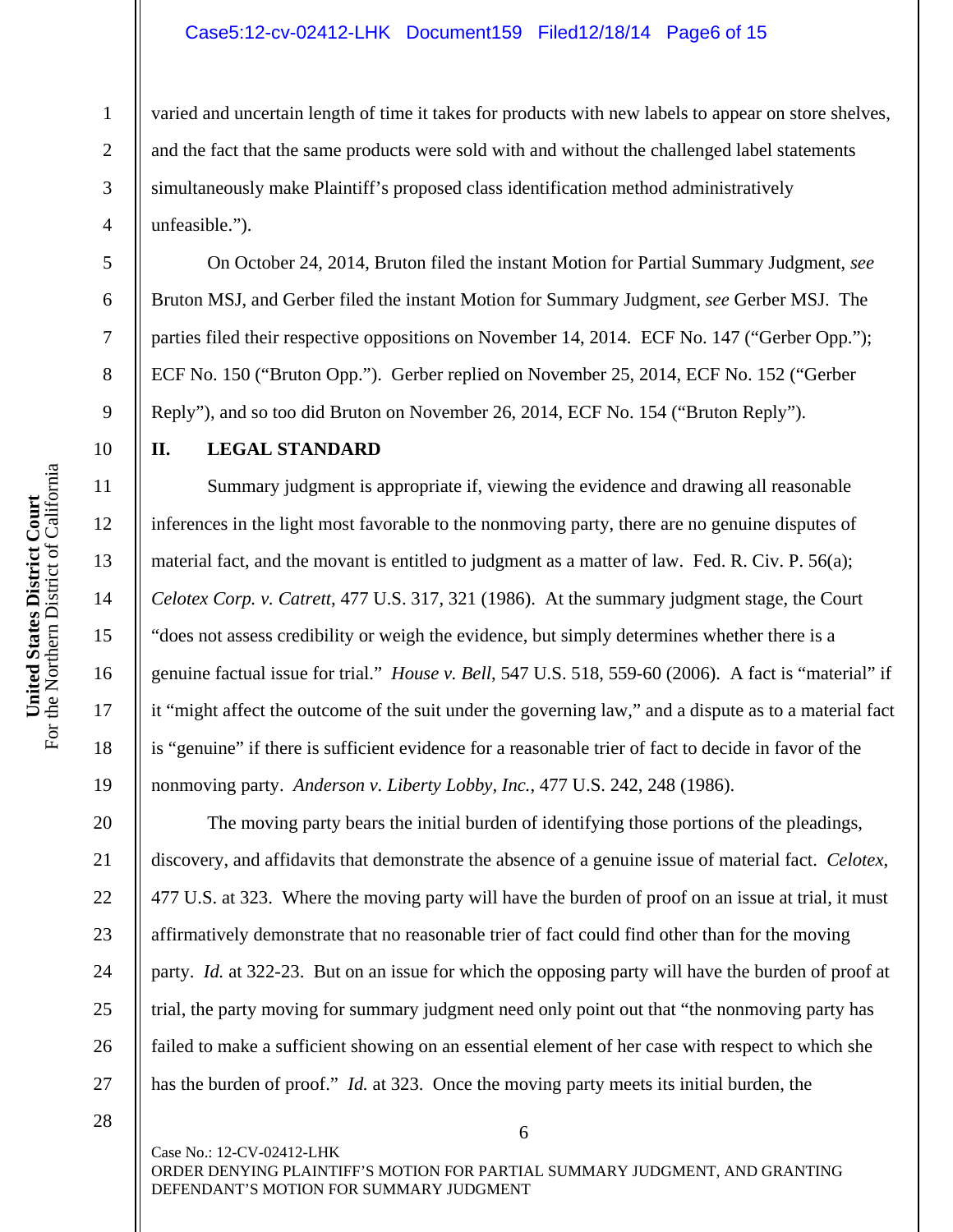varied and uncertain length of time it takes for products with new labels to appear on store shelves, and the fact that the same products were sold with and without the challenged label statements simultaneously make Plaintiff's proposed class identification method administratively unfeasible.").

On October 24, 2014, Bruton filed the instant Motion for Partial Summary Judgment, *see* Bruton MSJ, and Gerber filed the instant Motion for Summary Judgment, *see* Gerber MSJ. The parties filed their respective oppositions on November 14, 2014. ECF No. 147 ("Gerber Opp."); ECF No. 150 ("Bruton Opp."). Gerber replied on November 25, 2014, ECF No. 152 ("Gerber Reply"), and so too did Bruton on November 26, 2014, ECF No. 154 ("Bruton Reply").

## II. LEGAL STANDARD

Summary judgment is appropriate if, viewing the evidence and drawing all reasonable inferences in the light most favorable to the nonmoving party, there are no genuine disputes of material fact, and the movant is entitled to judgment as a matter of law. Fed. R. Civ. P. 56(a); *Celotex Corp. v. Catrett*, 477 U.S. 317, 321 (1986). At the summary judgment stage, the Court "does not assess credibility or weigh the evidence, but simply determines whether there is a genuine factual issue for trial." *House v. Bell*, 547 U.S. 518, 559-60 (2006). A fact is "material" if it "might affect the outcome of the suit under the governing law," and a dispute as to a material fact is "genuine" if there is sufficient evidence for a reasonable trier of fact to decide in favor of the nonmoving party. *Anderson v. Liberty Lobby, Inc.*, 477 U.S. 242, 248 (1986).

The moving party bears the initial burden of identifying those portions of the pleadings, discovery, and affidavits that demonstrate the absence of a genuine issue of material fact. *Celotex*, 477 U.S. at 323. Where the moving party will have the burden of proof on an issue at trial, it must affirmatively demonstrate that no reasonable trier of fact could find other than for the moving party. *Id.* at 322-23. But on an issue for which the opposing party will have the burden of proof at trial, the party moving for summary judgment need only point out that "the nonmoving party has failed to make a sufficient showing on an essential element of her case with respect to which she has the burden of proof." *Id.* at 323. Once the moving party meets its initial burden, the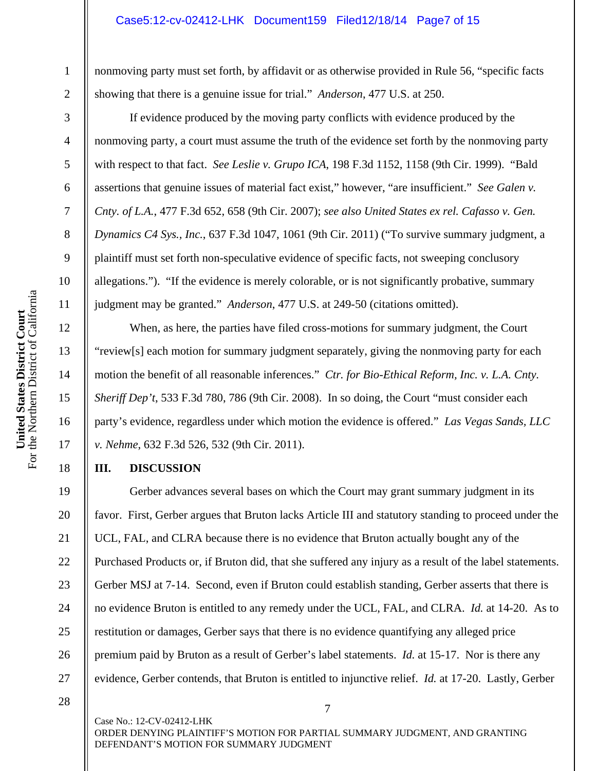nonmoving party must set forth, by affidavit or as otherwise provided in Rule 56, "specific facts showing that there is a genuine issue for trial." *Anderson*, 477 U.S. at 250.

If evidence produced by the moving party conflicts with evidence produced by the nonmoving party, a court must assume the truth of the evidence set forth by the nonmoving party with respect to that fact. *See Leslie v. Grupo ICA*, 198 F.3d 1152, 1158 (9th Cir. 1999). "Bald assertions that genuine issues of material fact exist," however, "are insufficient." *See Galen v. Cnty. of L.A.*, 477 F.3d 652, 658 (9th Cir. 2007); *see also United States ex rel. Cafasso v. Gen. Dynamics C4 Sys., Inc.*, 637 F.3d 1047, 1061 (9th Cir. 2011) ("To survive summary judgment, a plaintiff must set forth non-speculative evidence of specific facts, not sweeping conclusory allegations."). "If the evidence is merely colorable, or is not significantly probative, summary judgment may be granted." *Anderson*, 477 U.S. at 249-50 (citations omitted).

When, as here, the parties have filed cross-motions for summary judgment, the Court "review[s] each motion for summary judgment separately, giving the nonmoving party for each motion the benefit of all reasonable inferences." *Ctr. for Bio-Ethical Reform, Inc. v. L.A. Cnty. Sheriff Dep't*, 533 F.3d 780, 786 (9th Cir. 2008). In so doing, the Court "must consider each party's evidence, regardless under which motion the evidence is offered." *Las Vegas Sands, LLC v. Nehme*, 632 F.3d 526, 532 (9th Cir. 2011).

## III. DISCUSSION

Gerber advances several bases on which the Court may grant summary judgment in its favor. First, Gerber argues that Bruton lacks Article III and statutory standing to proceed under the UCL, FAL, and CLRA because there is no evidence that Bruton actually bought any of the Purchased Products or, if Bruton did, that she suffered any injury as a result of the label statements. Gerber MSJ at 7-14. Second, even if Bruton could establish standing, Gerber asserts that there is no evidence Bruton is entitled to any remedy under the UCL, FAL, and CLRA. *Id.* at 14-20. As to restitution or damages, Gerber says that there is no evidence quantifying any alleged price premium paid by Bruton as a result of Gerber's label statements. *Id.* at 15-17. Nor is there any evidence, Gerber contends, that Bruton is entitled to injunctive relief. *Id.* at 17-20. Lastly, Gerber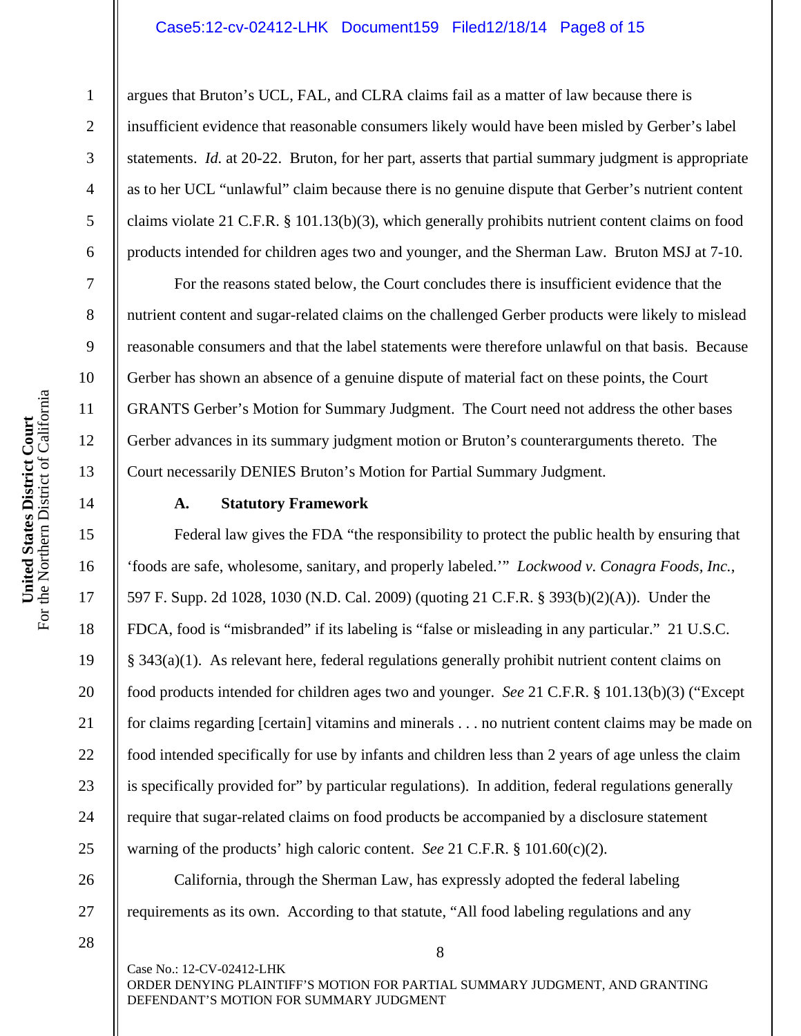argues that Bruton's UCL, FAL, and CLRA claims fail as a matter of law because there is insufficient evidence that reasonable consumers likely would have been misled by Gerber's label statements. *Id.* at 20-22. Bruton, for her part, asserts that partial summary judgment is appropriate as to her UCL "unlawful" claim because there is no genuine dispute that Gerber's nutrient content claims violate 21 C.F.R. § 101.13(b)(3), which generally prohibits nutrient content claims on food products intended for children ages two and younger, and the Sherman Law. Bruton MSJ at 7-10.

For the reasons stated below, the Court concludes there is insufficient evidence that the nutrient content and sugar-related claims on the challenged Gerber products were likely to mislead reasonable consumers and that the label statements were therefore unlawful on that basis. Because Gerber has shown an absence of a genuine dispute of material fact on these points, the Court GRANTS Gerber's Motion for Summary Judgment. The Court need not address the other bases Gerber advances in its summary judgment motion or Bruton's counterarguments thereto. The Court necessarily DENIES Bruton's Motion for Partial Summary Judgment.

### A. Statutory Framework

Federal law gives the FDA "the responsibility to protect the public health by ensuring that 'foods are safe, wholesome, sanitary, and properly labeled.'" *Lockwood v. Conagra Foods, Inc.*, 597 F. Supp. 2d 1028, 1030 (N.D. Cal. 2009) (quoting 21 C.F.R. § 393(b)(2)(A)). Under the FDCA, food is "misbranded" if its labeling is "false or misleading in any particular." 21 U.S.C. § 343(a)(1). As relevant here, federal regulations generally prohibit nutrient content claims on food products intended for children ages two and younger. *See* 21 C.F.R. § 101.13(b)(3) ("Except for claims regarding [certain] vitamins and minerals . . . no nutrient content claims may be made on food intended specifically for use by infants and children less than 2 years of age unless the claim is specifically provided for" by particular regulations). In addition, federal regulations generally require that sugar-related claims on food products be accompanied by a disclosure statement warning of the products' high caloric content. *See* 21 C.F.R. § 101.60(c)(2).

California, through the Sherman Law, has expressly adopted the federal labeling requirements as its own. According to that statute, "All food labeling regulations and any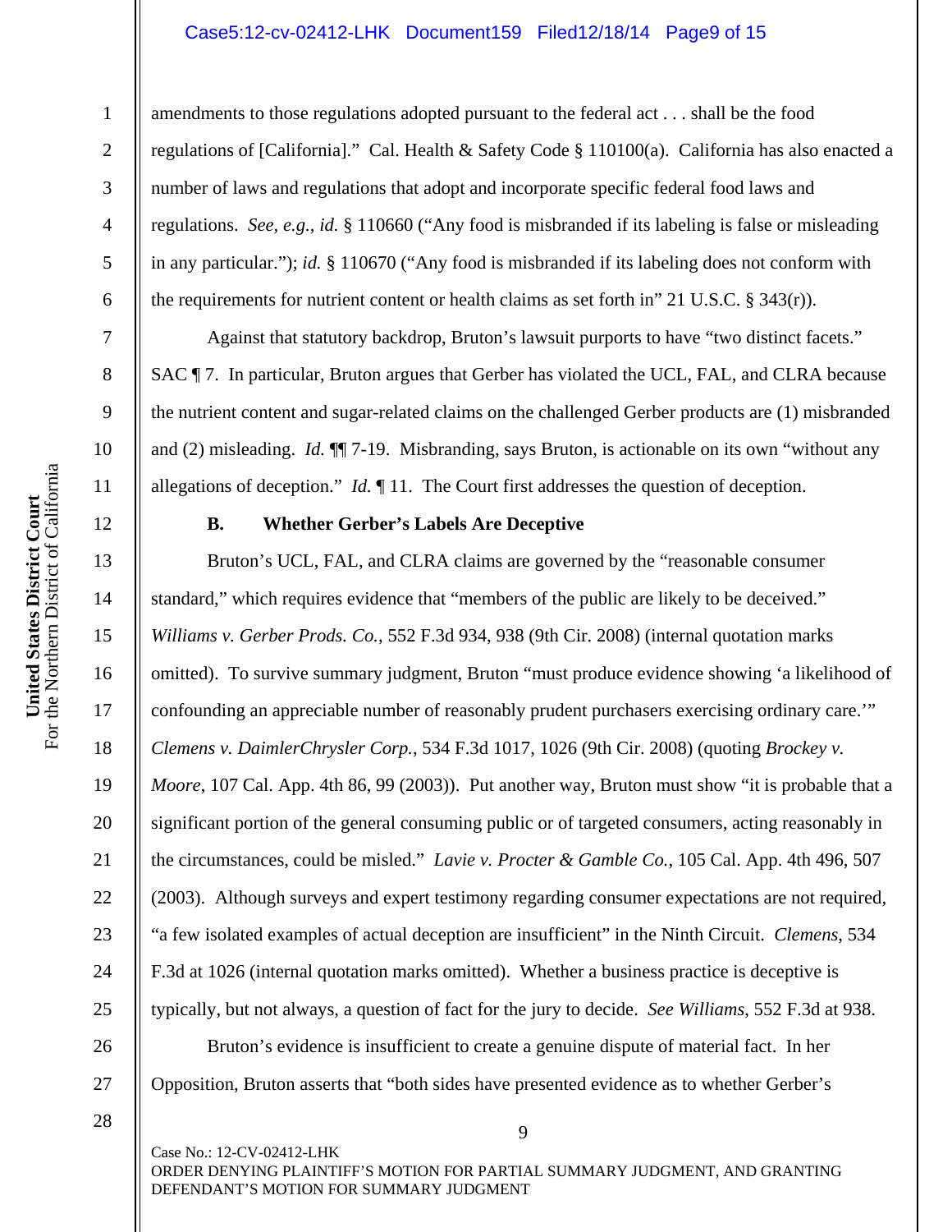amendments to those regulations adopted pursuant to the federal act . . . shall be the food regulations of [California]." Cal. Health & Safety Code § 110100(a). California has also enacted a number of laws and regulations that adopt and incorporate specific federal food laws and regulations. *See, e.g.*, *id.* § 110660 ("Any food is misbranded if its labeling is false or misleading in any particular."); *id.* § 110670 ("Any food is misbranded if its labeling does not conform with the requirements for nutrient content or health claims as set forth in" 21 U.S.C. § 343(r)).

Against that statutory backdrop, Bruton's lawsuit purports to have "two distinct facets." SAC ¶ 7. In particular, Bruton argues that Gerber has violated the UCL, FAL, and CLRA because the nutrient content and sugar-related claims on the challenged Gerber products are (1) misbranded and (2) misleading. *Id.* ¶¶ 7-19. Misbranding, says Bruton, is actionable on its own "without any allegations of deception." *Id.* ¶ 11. The Court first addresses the question of deception.

**B. Whether Gerber's Labels Are Deceptive**

Bruton's UCL, FAL, and CLRA claims are governed by the "reasonable consumer standard," which requires evidence that "members of the public are likely to be deceived." *Williams v. Gerber Prods. Co.*, 552 F.3d 934, 938 (9th Cir. 2008) (internal quotation marks omitted). To survive summary judgment, Bruton "must produce evidence showing 'a likelihood of confounding an appreciable number of reasonably prudent purchasers exercising ordinary care.'" *Clemens v. DaimlerChrysler Corp.*, 534 F.3d 1017, 1026 (9th Cir. 2008) (quoting *Brockey v. Moore*, 107 Cal. App. 4th 86, 99 (2003)). Put another way, Bruton must show "it is probable that a significant portion of the general consuming public or of targeted consumers, acting reasonably in the circumstances, could be misled." *Lavie v. Procter & Gamble Co.*, 105 Cal. App. 4th 496, 507 (2003). Although surveys and expert testimony regarding consumer expectations are not required, "a few isolated examples of actual deception are insufficient" in the Ninth Circuit. *Clemens*, 534 F.3d at 1026 (internal quotation marks omitted). Whether a business practice is deceptive is typically, but not always, a question of fact for the jury to decide. *See Williams*, 552 F.3d at 938.

Bruton's evidence is insufficient to create a genuine dispute of material fact. In her Opposition, Bruton asserts that "both sides have presented evidence as to whether Gerber's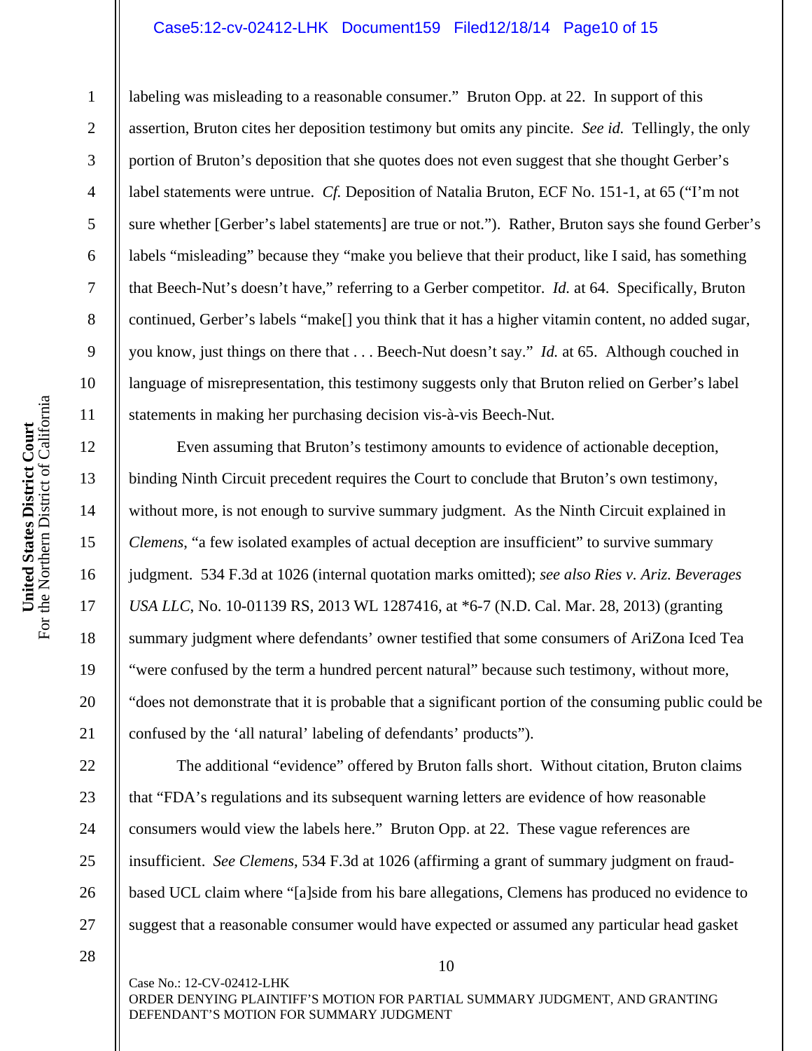labeling was misleading to a reasonable consumer." Bruton Opp. at 22. In support of this assertion, Bruton cites her deposition testimony but omits any pincite. *See id.* Tellingly, the only portion of Bruton's deposition that she quotes does not even suggest that she thought Gerber's label statements were untrue. *Cf.* Deposition of Natalia Bruton, ECF No. 151-1, at 65 ("I'm not sure whether [Gerber's label statements] are true or not."). Rather, Bruton says she found Gerber's labels "misleading" because they "make you believe that their product, like I said, has something that Beech-Nut's doesn't have," referring to a Gerber competitor. *Id.* at 64. Specifically, Bruton continued, Gerber's labels "make[] you think that it has a higher vitamin content, no added sugar, you know, just things on there that . . . Beech-Nut doesn't say." *Id.* at 65. Although couched in language of misrepresentation, this testimony suggests only that Bruton relied on Gerber's label statements in making her purchasing decision vis-à-vis Beech-Nut.

Even assuming that Bruton's testimony amounts to evidence of actionable deception, binding Ninth Circuit precedent requires the Court to conclude that Bruton's own testimony, without more, is not enough to survive summary judgment. As the Ninth Circuit explained in *Clemens*, "a few isolated examples of actual deception are insufficient" to survive summary judgment. 534 F.3d at 1026 (internal quotation marks omitted); *see also Ries v. Ariz. Beverages USA LLC*, No. 10-01139 RS, 2013 WL 1287416, at *6-7 (N.D. Cal. Mar. 28, 2013) (granting summary judgment where defendants' owner testified that some consumers of AriZona Iced Tea "were confused by the term a hundred percent natural" because such testimony, without more, "does not demonstrate that it is probable that a significant portion of the consuming public could be confused by the 'all natural' labeling of defendants' products").

The additional "evidence" offered by Bruton falls short. Without citation, Bruton claims that "FDA's regulations and its subsequent warning letters are evidence of how reasonable consumers would view the labels here." Bruton Opp. at 22. These vague references are insufficient. *See Clemens*, 534 F.3d at 1026 (affirming a grant of summary judgment on fraud-based UCL claim where "[a]side from his bare allegations, Clemens has produced no evidence to suggest that a reasonable consumer would have expected or assumed any particular head gasket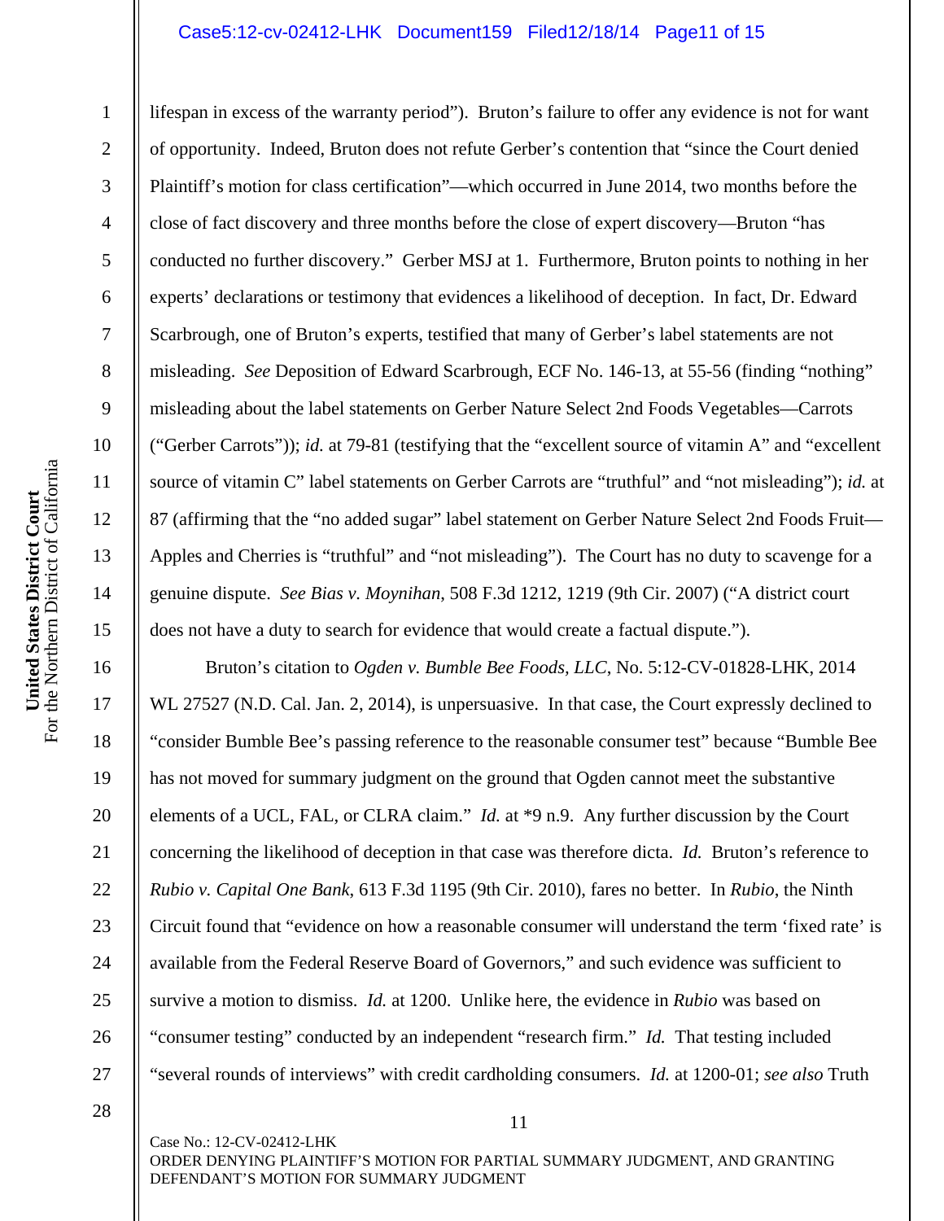lifespan in excess of the warranty period"). Bruton's failure to offer any evidence is not for want of opportunity. Indeed, Bruton does not refute Gerber's contention that "since the Court denied Plaintiff's motion for class certification"—which occurred in June 2014, two months before the close of fact discovery and three months before the close of expert discovery—Bruton "has conducted no further discovery." Gerber MSJ at 1. Furthermore, Bruton points to nothing in her experts' declarations or testimony that evidences a likelihood of deception. In fact, Dr. Edward Scarbrough, one of Bruton's experts, testified that many of Gerber's label statements are not misleading. *See* Deposition of Edward Scarbrough, ECF No. 146-13, at 55-56 (finding "nothing" misleading about the label statements on Gerber Nature Select 2nd Foods Vegetables—Carrots ("Gerber Carrots")); *id.* at 79-81 (testifying that the "excellent source of vitamin A" and "excellent source of vitamin C" label statements on Gerber Carrots are "truthful" and "not misleading"); *id.* at 87 (affirming that the "no added sugar" label statement on Gerber Nature Select 2nd Foods Fruit—Apples and Cherries is "truthful" and "not misleading"). The Court has no duty to scavenge for a genuine dispute. *See Bias v. Moynihan*, 508 F.3d 1212, 1219 (9th Cir. 2007) ("A district court does not have a duty to search for evidence that would create a factual dispute.").

Bruton's citation to *Ogden v. Bumble Bee Foods, LLC*, No. 5:12-CV-01828-LHK, 2014 WL 27527 (N.D. Cal. Jan. 2, 2014), is unpersuasive. In that case, the Court expressly declined to "consider Bumble Bee's passing reference to the reasonable consumer test" because "Bumble Bee has not moved for summary judgment on the ground that Ogden cannot meet the substantive elements of a UCL, FAL, or CLRA claim." *Id.* at *9 n.9. Any further discussion by the Court concerning the likelihood of deception in that case was therefore dicta. *Id.* Bruton's reference to *Rubio v. Capital One Bank*, 613 F.3d 1195 (9th Cir. 2010), fares no better. In *Rubio*, the Ninth Circuit found that "evidence on how a reasonable consumer will understand the term 'fixed rate' is available from the Federal Reserve Board of Governors," and such evidence was sufficient to survive a motion to dismiss. *Id.* at 1200. Unlike here, the evidence in *Rubio* was based on "consumer testing" conducted by an independent "research firm." *Id.* That testing included "several rounds of interviews" with credit cardholding consumers. *Id.* at 1200-01; *see also* Truth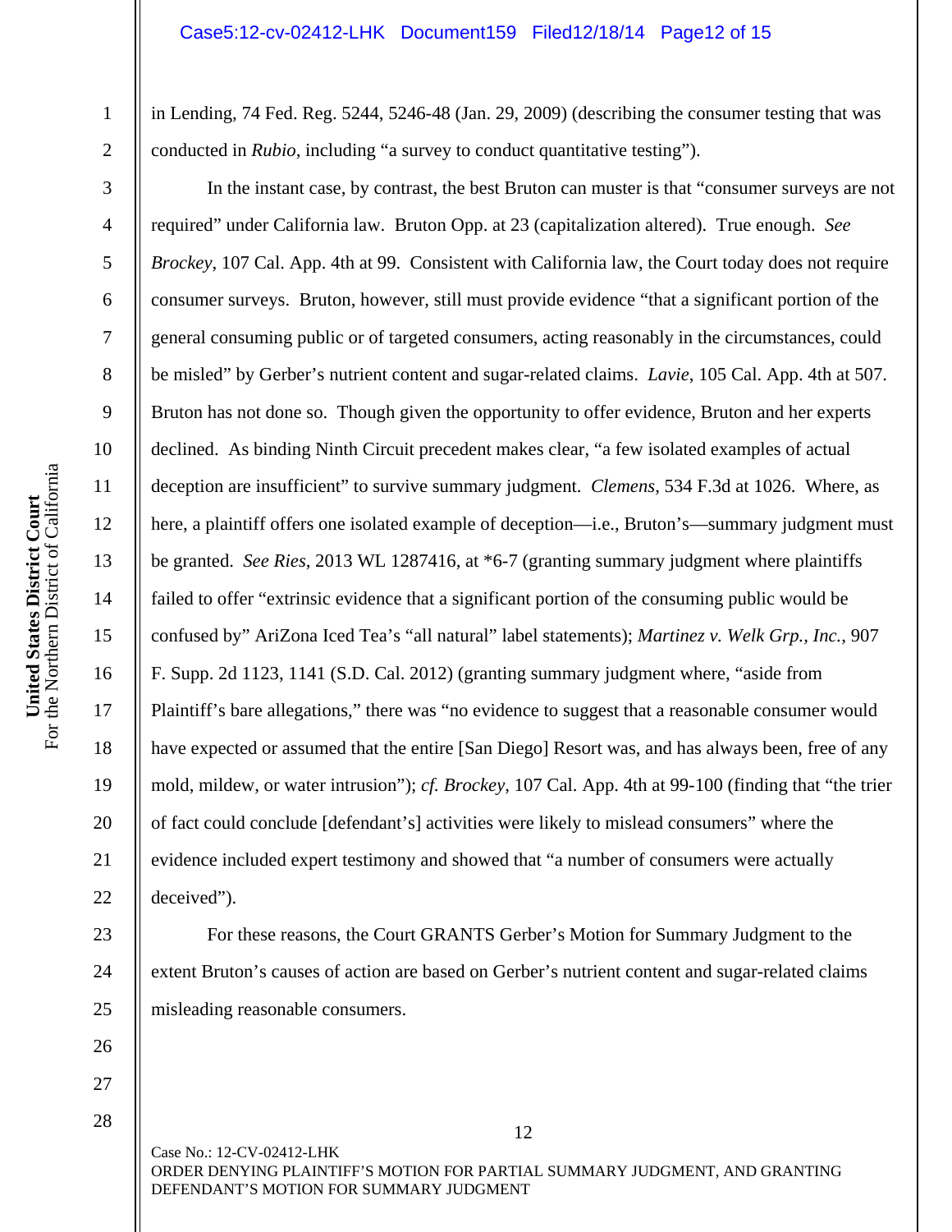in Lending, 74 Fed. Reg. 5244, 5246-48 (Jan. 29, 2009) (describing the consumer testing that was conducted in *Rubio*, including "a survey to conduct quantitative testing").

In the instant case, by contrast, the best Bruton can muster is that "consumer surveys are not required" under California law. Bruton Opp. at 23 (capitalization altered). True enough. *See Brockey*, 107 Cal. App. 4th at 99. Consistent with California law, the Court today does not require consumer surveys. Bruton, however, still must provide evidence "that a significant portion of the general consuming public or of targeted consumers, acting reasonably in the circumstances, could be misled" by Gerber's nutrient content and sugar-related claims. *Lavie*, 105 Cal. App. 4th at 507. Bruton has not done so. Though given the opportunity to offer evidence, Bruton and her experts declined. As binding Ninth Circuit precedent makes clear, "a few isolated examples of actual deception are insufficient" to survive summary judgment. *Clemens*, 534 F.3d at 1026. Where, as here, a plaintiff offers one isolated example of deception—i.e., Bruton's—summary judgment must be granted. *See Ries*, 2013 WL 1287416, at *6-7 (granting summary judgment where plaintiffs failed to offer "extrinsic evidence that a significant portion of the consuming public would be confused by" AriZona Iced Tea's "all natural" label statements); *Martinez v. Welk Grp., Inc.*, 907 F. Supp. 2d 1123, 1141 (S.D. Cal. 2012) (granting summary judgment where, "aside from Plaintiff's bare allegations," there was "no evidence to suggest that a reasonable consumer would have expected or assumed that the entire [San Diego] Resort was, and has always been, free of any mold, mildew, or water intrusion"); *cf. Brockey*, 107 Cal. App. 4th at 99-100 (finding that "the trier of fact could conclude [defendant's] activities were likely to mislead consumers" where the evidence included expert testimony and showed that "a number of consumers were actually deceived").

For these reasons, the Court GRANTS Gerber's Motion for Summary Judgment to the extent Bruton's causes of action are based on Gerber's nutrient content and sugar-related claims misleading reasonable consumers.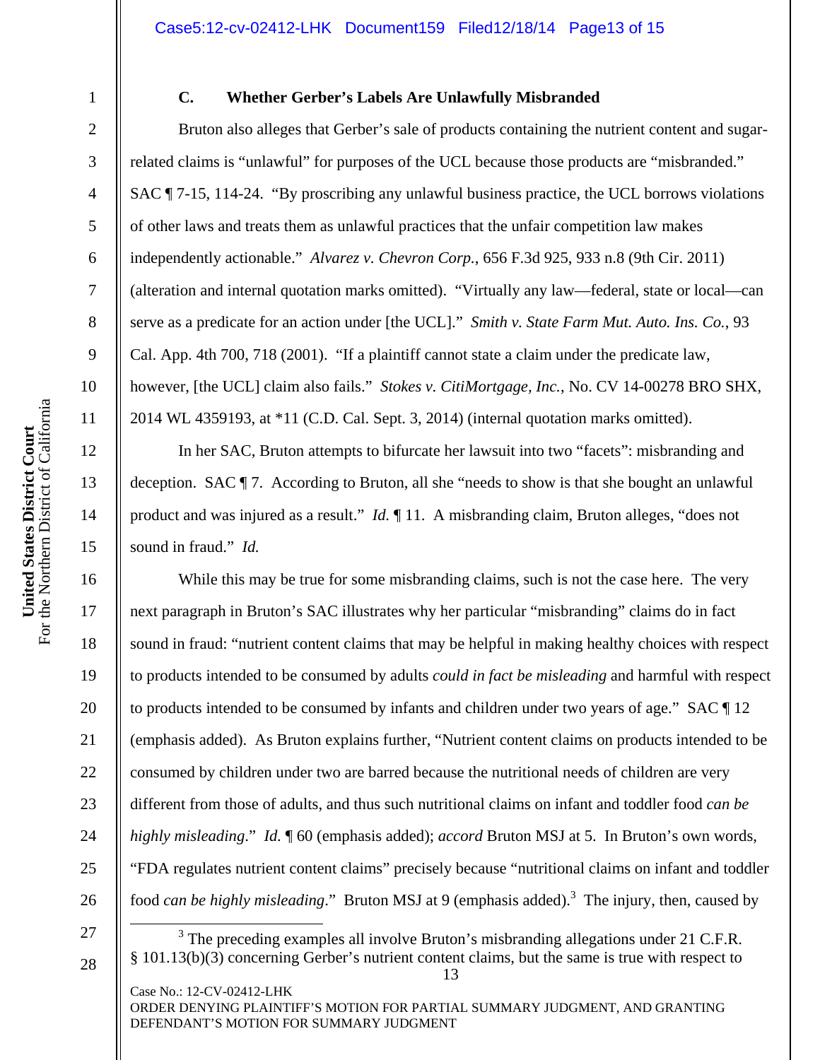### C. Whether Gerber's Labels Are Unlawfully Misbranded

Bruton also alleges that Gerber's sale of products containing the nutrient content and sugar-related claims is "unlawful" for purposes of the UCL because those products are "misbranded." SAC ¶ 7-15, 114-24. "By proscribing any unlawful business practice, the UCL borrows violations of other laws and treats them as unlawful practices that the unfair competition law makes independently actionable." *Alvarez v. Chevron Corp.*, 656 F.3d 925, 933 n.8 (9th Cir. 2011) (alteration and internal quotation marks omitted). "Virtually any law—federal, state or local—can serve as a predicate for an action under [the UCL]." *Smith v. State Farm Mut. Auto. Ins. Co.*, 93 Cal. App. 4th 700, 718 (2001). "If a plaintiff cannot state a claim under the predicate law, however, [the UCL] claim also fails." *Stokes v. CitiMortgage, Inc.*, No. CV 14-00278 BRO SHX, 2014 WL 4359193, at *11 (C.D. Cal. Sept. 3, 2014) (internal quotation marks omitted).

In her SAC, Bruton attempts to bifurcate her lawsuit into two "facets": misbranding and deception. SAC ¶ 7. According to Bruton, all she "needs to show is that she bought an unlawful product and was injured as a result." *Id.* ¶ 11. A misbranding claim, Bruton alleges, "does not sound in fraud." *Id.*

While this may be true for some misbranding claims, such is not the case here. The very next paragraph in Bruton's SAC illustrates why her particular "misbranding" claims do in fact sound in fraud: "nutrient content claims that may be helpful in making healthy choices with respect to products intended to be consumed by adults *could in fact be misleading* and harmful with respect to products intended to be consumed by infants and children under two years of age." SAC ¶ 12 (emphasis added). As Bruton explains further, "Nutrient content claims on products intended to be consumed by children under two are barred because the nutritional needs of children are very different from those of adults, and thus such nutritional claims on infant and toddler food *can be highly misleading*." *Id.* ¶ 60 (emphasis added); *accord* Bruton MSJ at 5. In Bruton's own words, "FDA regulates nutrient content claims" precisely because "nutritional claims on infant and toddler food *can be highly misleading*." Bruton MSJ at 9 (emphasis added).[3] The injury, then, caused by

[3] The preceding examples all involve Bruton's misbranding allegations under 21 C.F.R. § 101.13(b)(3) concerning Gerber's nutrient content claims, but the same is true with respect to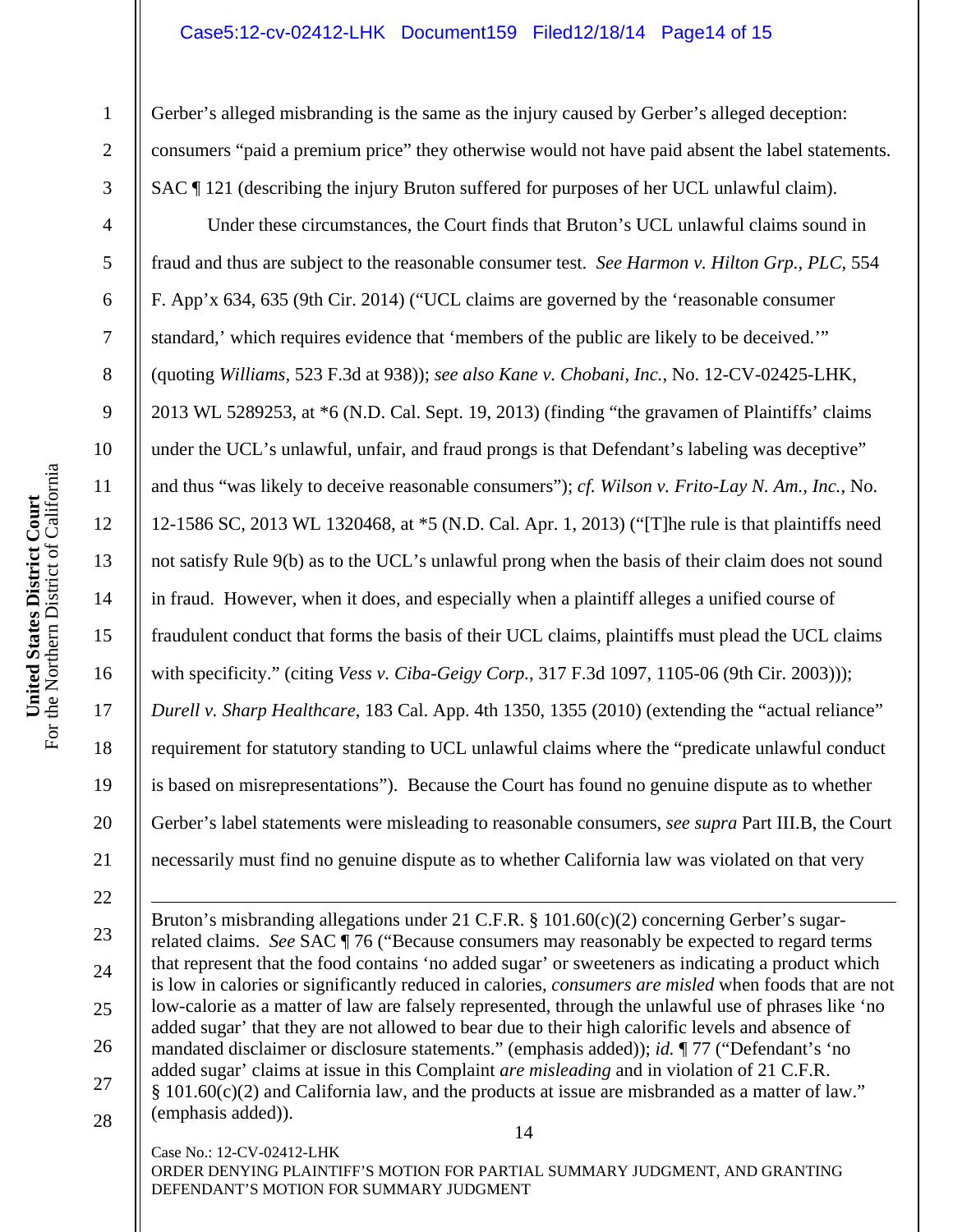Gerber's alleged misbranding is the same as the injury caused by Gerber's alleged deception: consumers "paid a premium price" they otherwise would not have paid absent the label statements. SAC ¶ 121 (describing the injury Bruton suffered for purposes of her UCL unlawful claim).

Under these circumstances, the Court finds that Bruton's UCL unlawful claims sound in fraud and thus are subject to the reasonable consumer test. *See Harmon v. Hilton Grp., PLC*, 554 F. App'x 634, 635 (9th Cir. 2014) ("UCL claims are governed by the 'reasonable consumer standard,' which requires evidence that 'members of the public are likely to be deceived.'" (quoting *Williams*, 523 F.3d at 938)); *see also Kane v. Chobani, Inc.*, No. 12-CV-02425-LHK, 2013 WL 5289253, at *6 (N.D. Cal. Sept. 19, 2013) (finding "the gravamen of Plaintiffs' claims under the UCL's unlawful, unfair, and fraud prongs is that Defendant's labeling was deceptive" and thus "was likely to deceive reasonable consumers"); *cf. Wilson v. Frito-Lay N. Am., Inc.*, No. 12-1586 SC, 2013 WL 1320468, at *5 (N.D. Cal. Apr. 1, 2013) ("[T]he rule is that plaintiffs need not satisfy Rule 9(b) as to the UCL's unlawful prong when the basis of their claim does not sound in fraud. However, when it does, and especially when a plaintiff alleges a unified course of fraudulent conduct that forms the basis of their UCL claims, plaintiffs must plead the UCL claims with specificity." (citing *Vess v. Ciba-Geigy Corp.*, 317 F.3d 1097, 1105-06 (9th Cir. 2003))); *Durell v. Sharp Healthcare*, 183 Cal. App. 4th 1350, 1355 (2010) (extending the "actual reliance" requirement for statutory standing to UCL unlawful claims where the "predicate unlawful conduct is based on misrepresentations"). Because the Court has found no genuine dispute as to whether Gerber's label statements were misleading to reasonable consumers, *see supra* Part III.B, the Court necessarily must find no genuine dispute as to whether California law was violated on that very

---

Bruton's misbranding allegations under 21 C.F.R. § 101.60(c)(2) concerning Gerber's sugar-related claims. *See* SAC ¶ 76 ("Because consumers may reasonably be expected to regard terms that represent that the food contains 'no added sugar' or sweeteners as indicating a product which is low in calories or significantly reduced in calories, *consumers are misled* when foods that are not low-calorie as a matter of law are falsely represented, through the unlawful use of phrases like 'no added sugar' that they are not allowed to bear due to their high calorific levels and absence of mandated disclaimer or disclosure statements." (emphasis added)); *id.* ¶ 77 ("Defendant's 'no added sugar' claims at issue in this Complaint *are misleading* and in violation of 21 C.F.R. § 101.60(c)(2) and California law, and the products at issue are misbranded as a matter of law." (emphasis added)).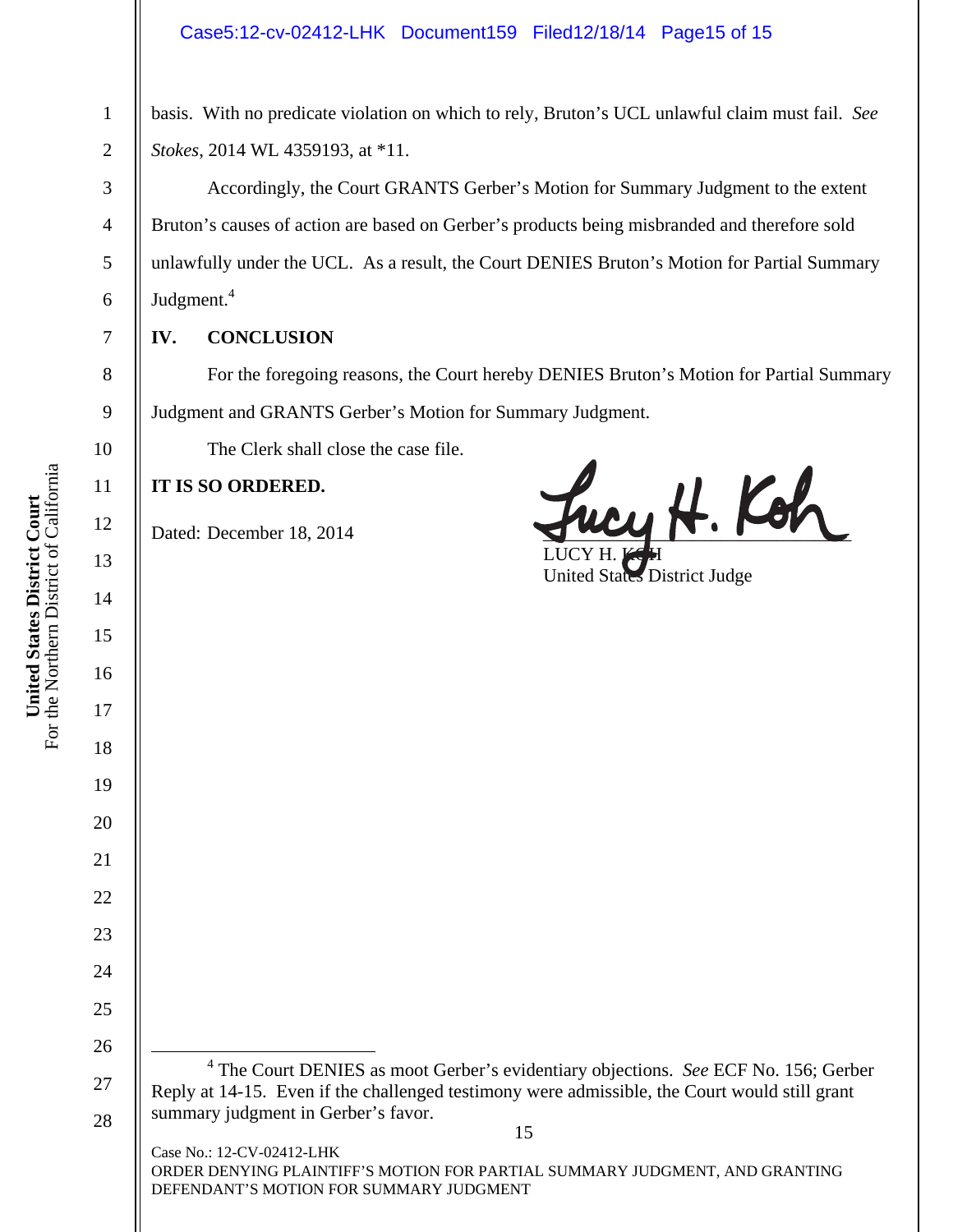basis. With no predicate violation on which to rely, Bruton's UCL unlawful claim must fail. *See Stokes*, 2014 WL 4359193, at *11.

Accordingly, the Court GRANTS Gerber's Motion for Summary Judgment to the extent Bruton's causes of action are based on Gerber's products being misbranded and therefore sold unlawfully under the UCL. As a result, the Court DENIES Bruton's Motion for Partial Summary Judgment.[4]

## IV. CONCLUSION

For the foregoing reasons, the Court hereby DENIES Bruton's Motion for Partial Summary Judgment and GRANTS Gerber's Motion for Summary Judgment.

The Clerk shall close the case file.

**IT IS SO ORDERED.**

Dated: December 18, 2014

LUCY H. KOH
United States District Judge

---

[4] The Court DENIES as moot Gerber's evidentiary objections. *See* ECF No. 156; Gerber Reply at 14-15. Even if the challenged testimony were admissible, the Court would still grant summary judgment in Gerber's favor.